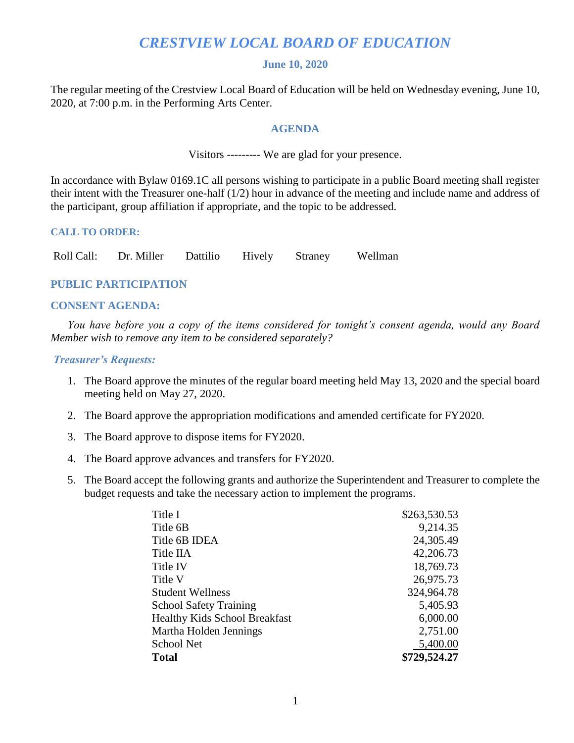# *CRESTVIEW LOCAL BOARD OF EDUCATION*

### June 10, 2020

The regular meeting of the Crestview Local Board of Education will be held on Wednesday evening, June 10, 2020, at 7:00 p.m. in the Performing Arts Center.

### AGENDA

Visitors --------- We are glad for your presence.

In accordance with Bylaw 0169.1C all persons wishing to participate in a public Board meeting shall register their intent with the Treasurer one-half (1/2) hour in advance of the meeting and include name and address of the participant, group affiliation if appropriate, and the topic to be addressed.

**CALL TO ORDER:**

Roll Call: Dr. Miller Dattilio Hively Straney Wellman

**PUBLIC PARTICIPATION**

**CONSENT AGENDA:**

*You have before you a copy of the items considered for tonight's consent agenda, would any Board Member wish to remove any item to be considered separately?*

***Treasurer's Requests:***

1. The Board approve the minutes of the regular board meeting held May 13, 2020 and the special board meeting held on May 27, 2020.

2. The Board approve the appropriation modifications and amended certificate for FY2020.

3. The Board approve to dispose items for FY2020.

4. The Board approve advances and transfers for FY2020.

5. The Board accept the following grants and authorize the Superintendent and Treasurer to complete the budget requests and take the necessary action to implement the programs.

| | |
|---|---:|
| Title I | $263,530.53 |
| Title 6B | 9,214.35 |
| Title 6B IDEA | 24,305.49 |
| Title IIA | 42,206.73 |
| Title IV | 18,769.73 |
| Title V | 26,975.73 |
| Student Wellness | 324,964.78 |
| School Safety Training | 5,405.93 |
| Healthy Kids School Breakfast | 6,000.00 |
| Martha Holden Jennings | 2,751.00 |
| School Net | 5,400.00 |
| **Total** | **$729,524.27** |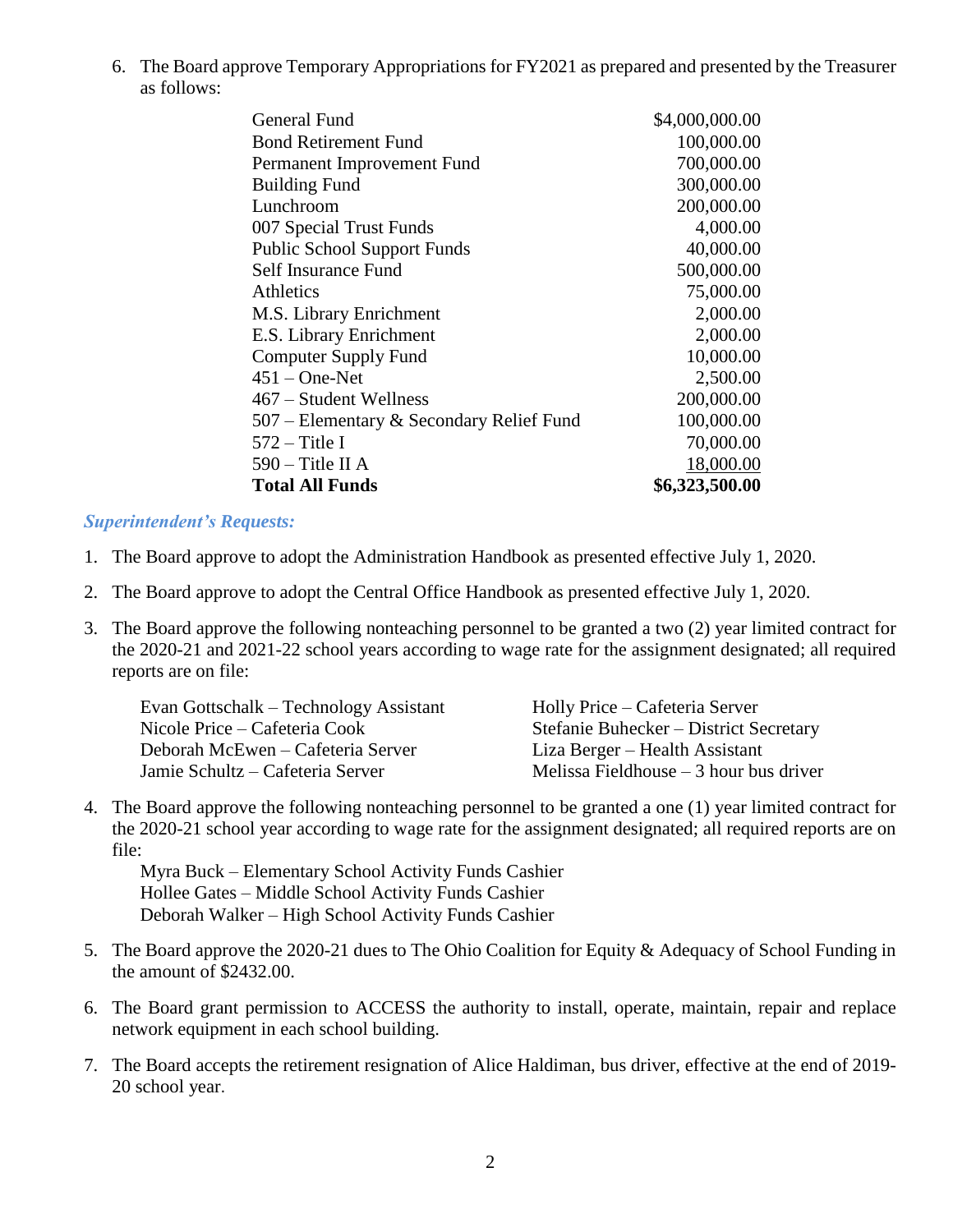6. The Board approve Temporary Appropriations for FY2021 as prepared and presented by the Treasurer as follows:

| Fund | Amount |
|---|---:|
| General Fund | $4,000,000.00 |
| Bond Retirement Fund | 100,000.00 |
| Permanent Improvement Fund | 700,000.00 |
| Building Fund | 300,000.00 |
| Lunchroom | 200,000.00 |
| 007 Special Trust Funds | 4,000.00 |
| Public School Support Funds | 40,000.00 |
| Self Insurance Fund | 500,000.00 |
| Athletics | 75,000.00 |
| M.S. Library Enrichment | 2,000.00 |
| E.S. Library Enrichment | 2,000.00 |
| Computer Supply Fund | 10,000.00 |
| 451 – One-Net | 2,500.00 |
| 467 – Student Wellness | 200,000.00 |
| 507 – Elementary & Secondary Relief Fund | 100,000.00 |
| 572 – Title I | 70,000.00 |
| 590 – Title II A | 18,000.00 |
| **Total All Funds** | **$6,323,500.00** |

***Superintendent's Requests:***

1. The Board approve to adopt the Administration Handbook as presented effective July 1, 2020.

2. The Board approve to adopt the Central Office Handbook as presented effective July 1, 2020.

3. The Board approve the following nonteaching personnel to be granted a two (2) year limited contract for the 2020-21 and 2021-22 school years according to wage rate for the assignment designated; all required reports are on file:

   Evan Gottschalk – Technology Assistant
   Nicole Price – Cafeteria Cook
   Deborah McEwen – Cafeteria Server
   Jamie Schultz – Cafeteria Server
   Holly Price – Cafeteria Server
   Stefanie Buhecker – District Secretary
   Liza Berger – Health Assistant
   Melissa Fieldhouse – 3 hour bus driver

4. The Board approve the following nonteaching personnel to be granted a one (1) year limited contract for the 2020-21 school year according to wage rate for the assignment designated; all required reports are on file:

   Myra Buck – Elementary School Activity Funds Cashier
   Hollee Gates – Middle School Activity Funds Cashier
   Deborah Walker – High School Activity Funds Cashier

5. The Board approve the 2020-21 dues to The Ohio Coalition for Equity & Adequacy of School Funding in the amount of $2432.00.

6. The Board grant permission to ACCESS the authority to install, operate, maintain, repair and replace network equipment in each school building.

7. The Board accepts the retirement resignation of Alice Haldiman, bus driver, effective at the end of 2019-20 school year.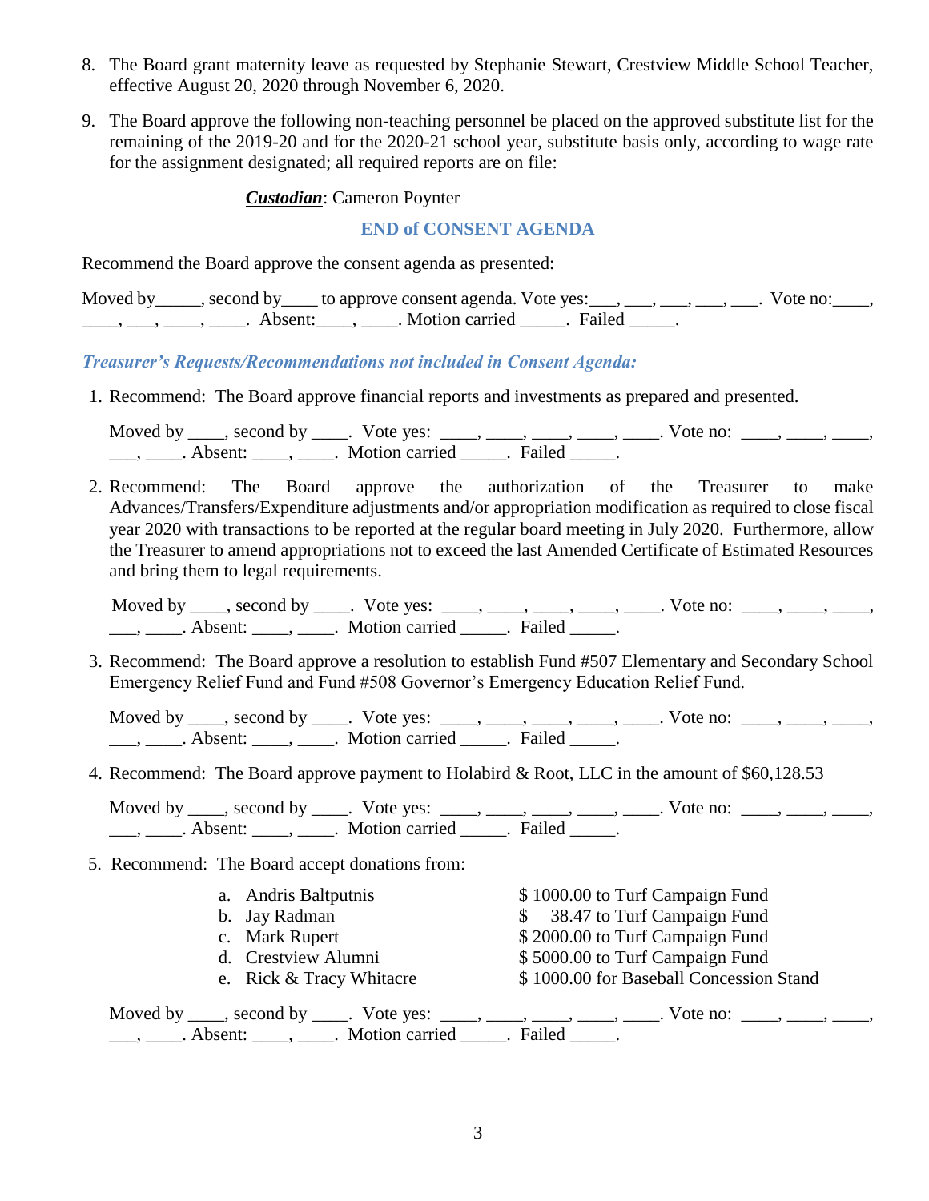8. The Board grant maternity leave as requested by Stephanie Stewart, Crestview Middle School Teacher, effective August 20, 2020 through November 6, 2020.

9. The Board approve the following non-teaching personnel be placed on the approved substitute list for the remaining of the 2019-20 and for the 2020-21 school year, substitute basis only, according to wage rate for the assignment designated; all required reports are on file:

   ***Custodian***: Cameron Poynter

**END of CONSENT AGENDA**

Recommend the Board approve the consent agenda as presented:

Moved by_____, second by____ to approve consent agenda. Vote yes:___, ___, ___, ___, ___. Vote no:____, ____, ___, ____, ____. Absent:____, ____. Motion carried _____. Failed _____.

***Treasurer's Requests/Recommendations not included in Consent Agenda:***

1. Recommend: The Board approve financial reports and investments as prepared and presented.

   Moved by ____, second by ____. Vote yes: ____, ____, ____, ____, ____. Vote no: ____, ____, ____, ___, ____. Absent: ____, ____. Motion carried _____. Failed _____.

2. Recommend: The Board approve the authorization of the Treasurer to make Advances/Transfers/Expenditure adjustments and/or appropriation modification as required to close fiscal year 2020 with transactions to be reported at the regular board meeting in July 2020. Furthermore, allow the Treasurer to amend appropriations not to exceed the last Amended Certificate of Estimated Resources and bring them to legal requirements.

   Moved by ____, second by ____. Vote yes: ____, ____, ____, ____, ____. Vote no: ____, ____, ____, ___, ____. Absent: ____, ____. Motion carried _____. Failed _____.

3. Recommend: The Board approve a resolution to establish Fund #507 Elementary and Secondary School Emergency Relief Fund and Fund #508 Governor's Emergency Education Relief Fund.

   Moved by ____, second by ____. Vote yes: ____, ____, ____, ____, ____. Vote no: ____, ____, ____, ___, ____. Absent: ____, ____. Motion carried _____. Failed _____.

4. Recommend: The Board approve payment to Holabird & Root, LLC in the amount of $60,128.53

   Moved by ____, second by ____. Vote yes: ____, ____, ____, ____, ____. Vote no: ____, ____, ____, ___, ____. Absent: ____, ____. Motion carried _____. Failed _____.

5. Recommend: The Board accept donations from:

   a. Andris Baltputnis — $ 1000.00 to Turf Campaign Fund
   b. Jay Radman — $ 38.47 to Turf Campaign Fund
   c. Mark Rupert — $ 2000.00 to Turf Campaign Fund
   d. Crestview Alumni — $ 5000.00 to Turf Campaign Fund
   e. Rick & Tracy Whitacre — $ 1000.00 for Baseball Concession Stand

   Moved by ____, second by ____. Vote yes: ____, ____, ____, ____, ____. Vote no: ____, ____, ____, ___, ____. Absent: ____, ____. Motion carried _____. Failed _____.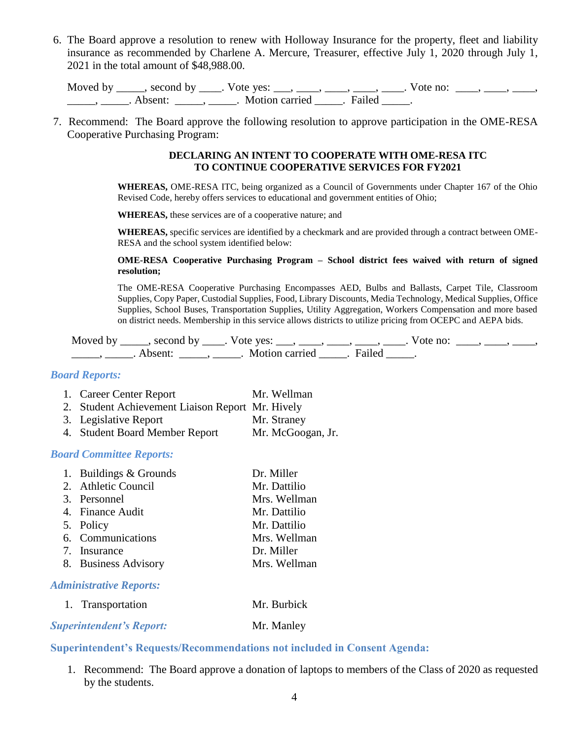6. The Board approve a resolution to renew with Holloway Insurance for the property, fleet and liability insurance as recommended by Charlene A. Mercure, Treasurer, effective July 1, 2020 through July 1, 2021 in the total amount of $48,988.00.

   Moved by _____, second by ____. Vote yes: ___, ____, ____, ____, ____. Vote no: ____, ____, ____, _____, _____. Absent: _____, _____. Motion carried _____. Failed _____.

7. Recommend: The Board approve the following resolution to approve participation in the OME-RESA Cooperative Purchasing Program:

**DECLARING AN INTENT TO COOPERATE WITH OME-RESA ITC TO CONTINUE COOPERATIVE SERVICES FOR FY2021**

> **WHEREAS,** OME-RESA ITC, being organized as a Council of Governments under Chapter 167 of the Ohio Revised Code, hereby offers services to educational and government entities of Ohio;
>
> **WHEREAS,** these services are of a cooperative nature; and
>
> **WHEREAS,** specific services are identified by a checkmark and are provided through a contract between OME-RESA and the school system identified below:
>
> **OME-RESA Cooperative Purchasing Program – School district fees waived with return of signed resolution;**
>
> The OME-RESA Cooperative Purchasing Encompasses AED, Bulbs and Ballasts, Carpet Tile, Classroom Supplies, Copy Paper, Custodial Supplies, Food, Library Discounts, Media Technology, Medical Supplies, Office Supplies, School Buses, Transportation Supplies, Utility Aggregation, Workers Compensation and more based on district needs. Membership in this service allows districts to utilize pricing from OCEPC and AEPA bids.

   Moved by _____, second by ____. Vote yes: ___, ____, ____, ____, ____. Vote no: ____, ____, ____, _____, _____. Absent: _____, _____. Motion carried _____. Failed _____.

### *Board Reports:*

1. Career Center Report — Mr. Wellman
2. Student Achievement Liaison Report — Mr. Hively
3. Legislative Report — Mr. Straney
4. Student Board Member Report — Mr. McGoogan, Jr.

### *Board Committee Reports:*

1. Buildings & Grounds — Dr. Miller
2. Athletic Council — Mr. Dattilio
3. Personnel — Mrs. Wellman
4. Finance Audit — Mr. Dattilio
5. Policy — Mr. Dattilio
6. Communications — Mrs. Wellman
7. Insurance — Dr. Miller
8. Business Advisory — Mrs. Wellman

### *Administrative Reports:*

1. Transportation — Mr. Burbick

### *Superintendent's Report:* Mr. Manley

### Superintendent's Requests/Recommendations not included in Consent Agenda:

1. Recommend: The Board approve a donation of laptops to members of the Class of 2020 as requested by the students.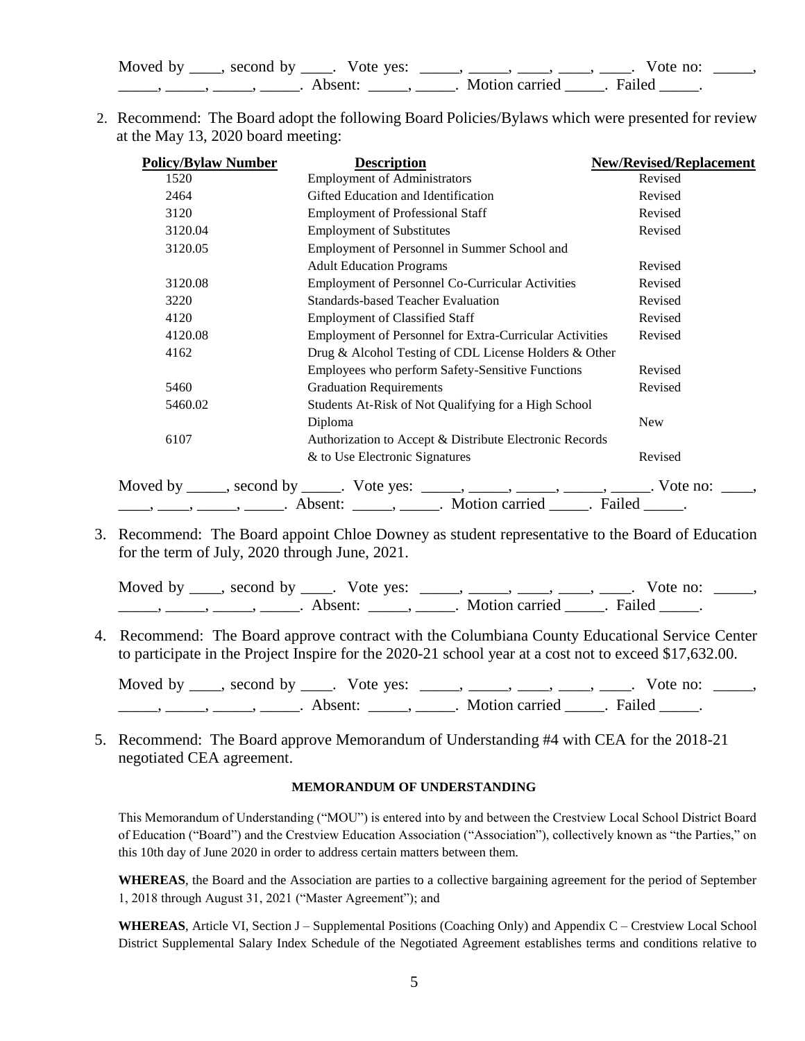Moved by ____, second by ____. Vote yes: _____, _____, ____, ____, ____. Vote no: _____, _____, _____, _____, _____. Absent: _____, _____. Motion carried _____. Failed _____.

2. Recommend: The Board adopt the following Board Policies/Bylaws which were presented for review at the May 13, 2020 board meeting:

| Policy/Bylaw Number | Description | New/Revised/Replacement |
|---|---|---|
| 1520 | Employment of Administrators | Revised |
| 2464 | Gifted Education and Identification | Revised |
| 3120 | Employment of Professional Staff | Revised |
| 3120.04 | Employment of Substitutes | Revised |
| 3120.05 | Employment of Personnel in Summer School and Adult Education Programs | Revised |
| 3120.08 | Employment of Personnel Co-Curricular Activities | Revised |
| 3220 | Standards-based Teacher Evaluation | Revised |
| 4120 | Employment of Classified Staff | Revised |
| 4120.08 | Employment of Personnel for Extra-Curricular Activities | Revised |
| 4162 | Drug & Alcohol Testing of CDL License Holders & Other Employees who perform Safety-Sensitive Functions | Revised |
| 5460 | Graduation Requirements | Revised |
| 5460.02 | Students At-Risk of Not Qualifying for a High School Diploma | New |
| 6107 | Authorization to Accept & Distribute Electronic Records & to Use Electronic Signatures | Revised |

Moved by _____, second by _____. Vote yes: _____, _____, _____, _____, _____. Vote no: ____, ____, ____, _____, _____. Absent: _____, _____. Motion carried _____. Failed _____.

3. Recommend: The Board appoint Chloe Downey as student representative to the Board of Education for the term of July, 2020 through June, 2021.

Moved by ____, second by ____. Vote yes: _____, _____, ____, ____, ____. Vote no: _____, _____, _____, _____, _____. Absent: _____, _____. Motion carried _____. Failed _____.

4. Recommend: The Board approve contract with the Columbiana County Educational Service Center to participate in the Project Inspire for the 2020-21 school year at a cost not to exceed $17,632.00.

Moved by ____, second by ____. Vote yes: _____, _____, ____, ____, ____. Vote no: _____, _____, _____, _____, _____. Absent: _____, _____. Motion carried _____. Failed _____.

5. Recommend: The Board approve Memorandum of Understanding #4 with CEA for the 2018-21 negotiated CEA agreement.

**MEMORANDUM OF UNDERSTANDING**

This Memorandum of Understanding ("MOU") is entered into by and between the Crestview Local School District Board of Education ("Board") and the Crestview Education Association ("Association"), collectively known as "the Parties," on this 10th day of June 2020 in order to address certain matters between them.

**WHEREAS**, the Board and the Association are parties to a collective bargaining agreement for the period of September 1, 2018 through August 31, 2021 ("Master Agreement"); and

**WHEREAS**, Article VI, Section J – Supplemental Positions (Coaching Only) and Appendix C – Crestview Local School District Supplemental Salary Index Schedule of the Negotiated Agreement establishes terms and conditions relative to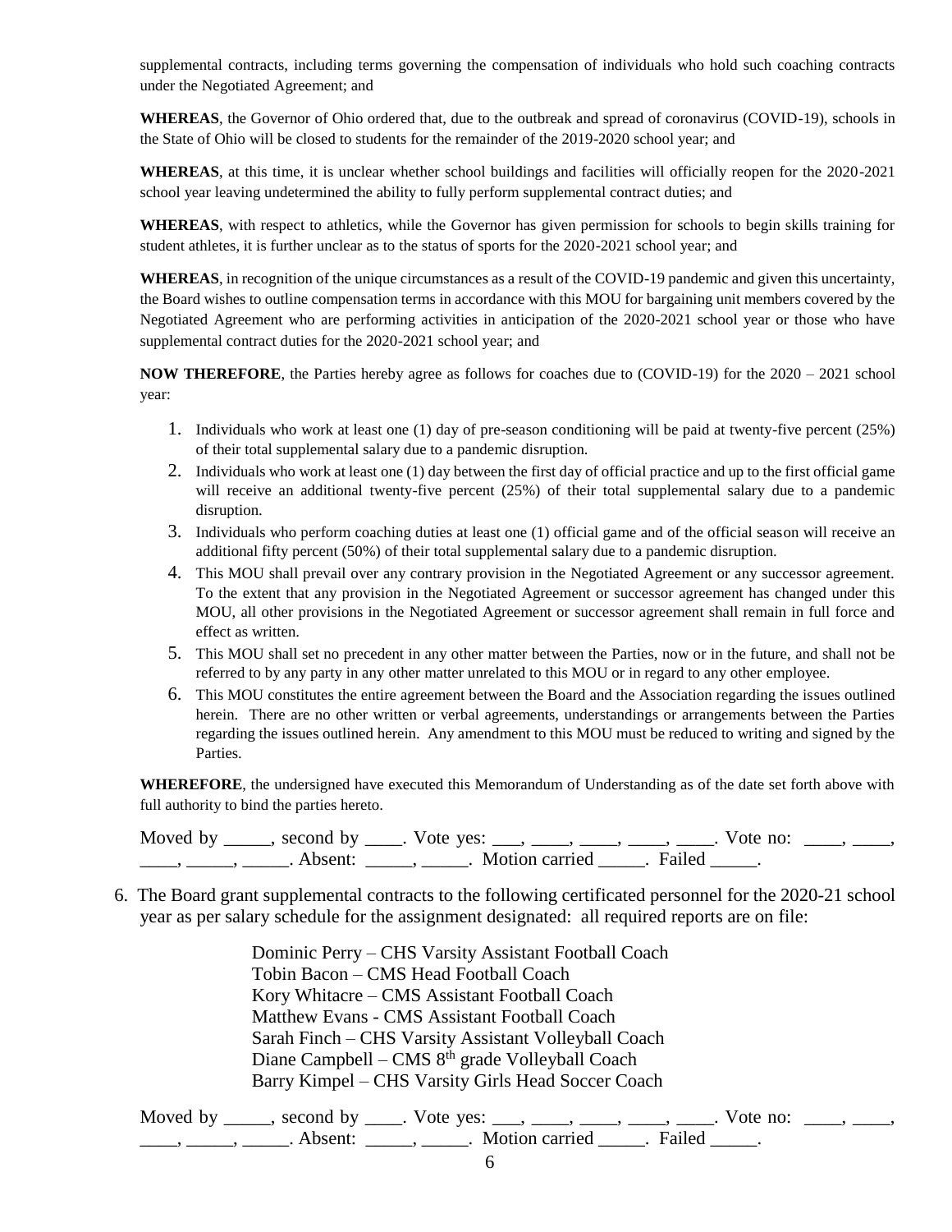supplemental contracts, including terms governing the compensation of individuals who hold such coaching contracts under the Negotiated Agreement; and

**WHEREAS**, the Governor of Ohio ordered that, due to the outbreak and spread of coronavirus (COVID-19), schools in the State of Ohio will be closed to students for the remainder of the 2019-2020 school year; and

**WHEREAS**, at this time, it is unclear whether school buildings and facilities will officially reopen for the 2020-2021 school year leaving undetermined the ability to fully perform supplemental contract duties; and

**WHEREAS**, with respect to athletics, while the Governor has given permission for schools to begin skills training for student athletes, it is further unclear as to the status of sports for the 2020-2021 school year; and

**WHEREAS**, in recognition of the unique circumstances as a result of the COVID-19 pandemic and given this uncertainty, the Board wishes to outline compensation terms in accordance with this MOU for bargaining unit members covered by the Negotiated Agreement who are performing activities in anticipation of the 2020-2021 school year or those who have supplemental contract duties for the 2020-2021 school year; and

**NOW THEREFORE**, the Parties hereby agree as follows for coaches due to (COVID-19) for the 2020 – 2021 school year:

1. Individuals who work at least one (1) day of pre-season conditioning will be paid at twenty-five percent (25%) of their total supplemental salary due to a pandemic disruption.
2. Individuals who work at least one (1) day between the first day of official practice and up to the first official game will receive an additional twenty-five percent (25%) of their total supplemental salary due to a pandemic disruption.
3. Individuals who perform coaching duties at least one (1) official game and of the official season will receive an additional fifty percent (50%) of their total supplemental salary due to a pandemic disruption.
4. This MOU shall prevail over any contrary provision in the Negotiated Agreement or any successor agreement. To the extent that any provision in the Negotiated Agreement or successor agreement has changed under this MOU, all other provisions in the Negotiated Agreement or successor agreement shall remain in full force and effect as written.
5. This MOU shall set no precedent in any other matter between the Parties, now or in the future, and shall not be referred to by any party in any other matter unrelated to this MOU or in regard to any other employee.
6. This MOU constitutes the entire agreement between the Board and the Association regarding the issues outlined herein. There are no other written or verbal agreements, understandings or arrangements between the Parties regarding the issues outlined herein. Any amendment to this MOU must be reduced to writing and signed by the Parties.

**WHEREFORE**, the undersigned have executed this Memorandum of Understanding as of the date set forth above with full authority to bind the parties hereto.

Moved by _____, second by ____. Vote yes: ___, ____, ____, ____, ____. Vote no: ____, ____, ____, _____, _____. Absent: _____, _____. Motion carried _____. Failed _____.

6. The Board grant supplemental contracts to the following certificated personnel for the 2020-21 school year as per salary schedule for the assignment designated: all required reports are on file:

   Dominic Perry – CHS Varsity Assistant Football Coach
   Tobin Bacon – CMS Head Football Coach
   Kory Whitacre – CMS Assistant Football Coach
   Matthew Evans - CMS Assistant Football Coach
   Sarah Finch – CHS Varsity Assistant Volleyball Coach
   Diane Campbell – CMS 8th grade Volleyball Coach
   Barry Kimpel – CHS Varsity Girls Head Soccer Coach

Moved by _____, second by ____. Vote yes: ___, ____, ____, ____, ____. Vote no: ____, ____, ____, _____, _____. Absent: _____, _____. Motion carried _____. Failed _____.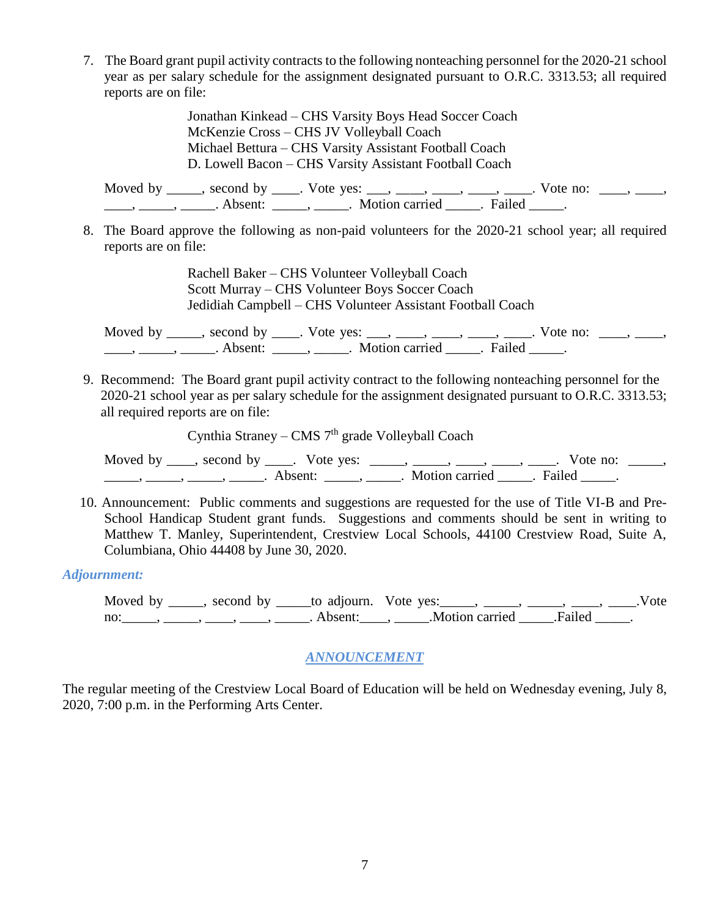7. The Board grant pupil activity contracts to the following nonteaching personnel for the 2020-21 school year as per salary schedule for the assignment designated pursuant to O.R.C. 3313.53; all required reports are on file:

   Jonathan Kinkead – CHS Varsity Boys Head Soccer Coach
   McKenzie Cross – CHS JV Volleyball Coach
   Michael Bettura – CHS Varsity Assistant Football Coach
   D. Lowell Bacon – CHS Varsity Assistant Football Coach

   Moved by _____, second by ____. Vote yes: ___, ____, ____, ____, ____. Vote no: ____, ____, ____, _____, _____. Absent: _____, _____. Motion carried _____. Failed _____.

8. The Board approve the following as non-paid volunteers for the 2020-21 school year; all required reports are on file:

   Rachell Baker – CHS Volunteer Volleyball Coach
   Scott Murray – CHS Volunteer Boys Soccer Coach
   Jedidiah Campbell – CHS Volunteer Assistant Football Coach

   Moved by _____, second by ____. Vote yes: ___, ____, ____, ____, ____. Vote no: ____, ____, ____, _____, _____. Absent: _____, _____. Motion carried _____. Failed _____.

9. Recommend: The Board grant pupil activity contract to the following nonteaching personnel for the 2020-21 school year as per salary schedule for the assignment designated pursuant to O.R.C. 3313.53; all required reports are on file:

   Cynthia Straney – CMS 7th grade Volleyball Coach

   Moved by ____, second by ____. Vote yes: _____, _____, ____, ____, ____. Vote no: _____, _____, _____, _____, _____. Absent: _____, _____. Motion carried _____. Failed _____.

10. Announcement: Public comments and suggestions are requested for the use of Title VI-B and Pre-School Handicap Student grant funds. Suggestions and comments should be sent in writing to Matthew T. Manley, Superintendent, Crestview Local Schools, 44100 Crestview Road, Suite A, Columbiana, Ohio 44408 by June 30, 2020.

***Adjournment:***

Moved by _____, second by _____to adjourn. Vote yes:_____, _____, _____, ____, ____.Vote no:_____, _____, ____, ____, _____. Absent:____, _____.Motion carried _____.Failed _____.

## ***ANNOUNCEMENT***

The regular meeting of the Crestview Local Board of Education will be held on Wednesday evening, July 8, 2020, 7:00 p.m. in the Performing Arts Center.